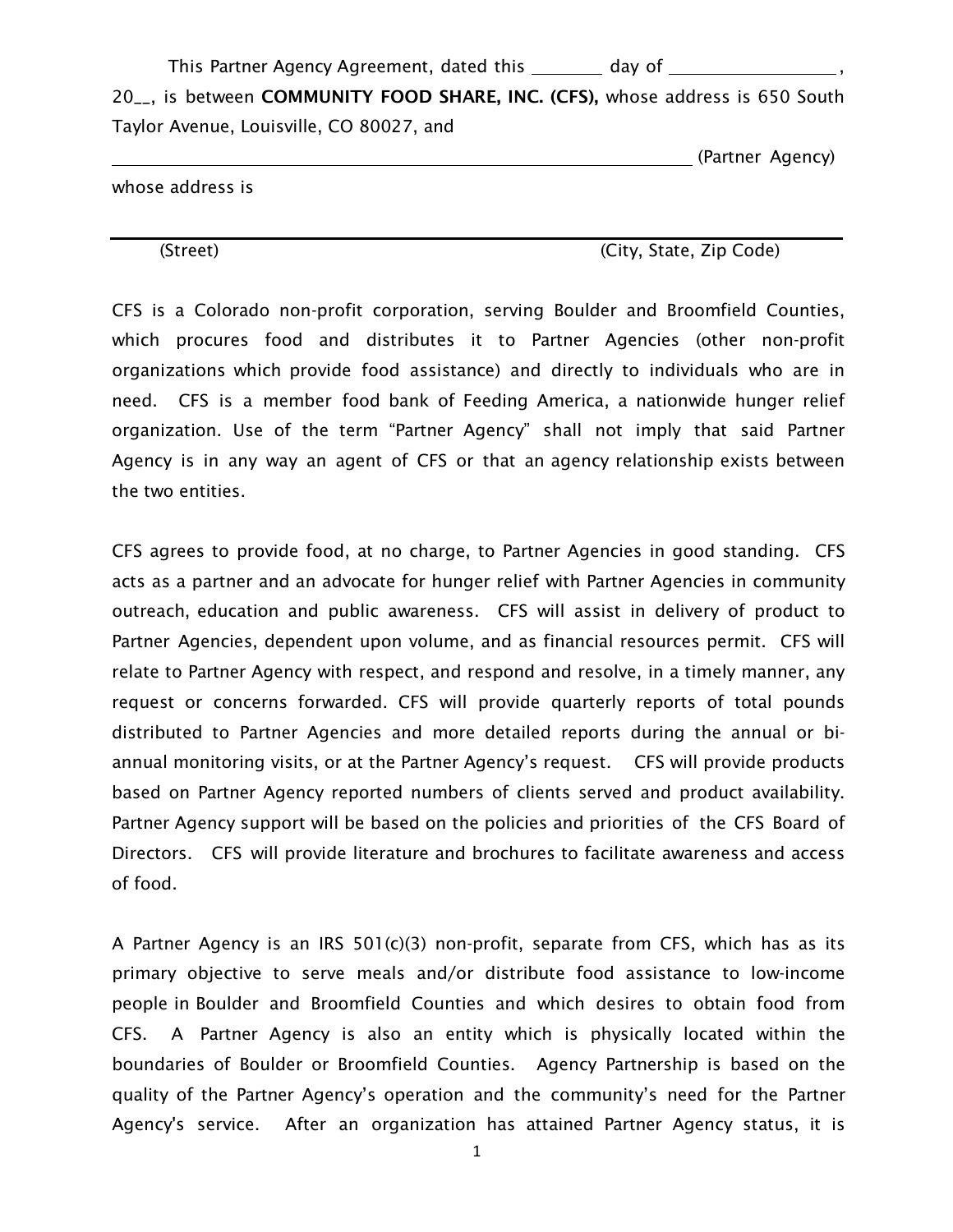This Partner Agency Agreement, dated this ________ day of __________________,
20__, is between **COMMUNITY FOOD SHARE, INC. (CFS),** whose address is 650 South Taylor Avenue, Louisville, CO 80027, and

_________________________________________________________________ (Partner Agency)

whose address is

_________________________________________________________________

(Street) (City, State, Zip Code)

CFS is a Colorado non-profit corporation, serving Boulder and Broomfield Counties, which procures food and distributes it to Partner Agencies (other non-profit organizations which provide food assistance) and directly to individuals who are in need. CFS is a member food bank of Feeding America, a nationwide hunger relief organization. Use of the term "Partner Agency" shall not imply that said Partner Agency is in any way an agent of CFS or that an agency relationship exists between the two entities.

CFS agrees to provide food, at no charge, to Partner Agencies in good standing. CFS acts as a partner and an advocate for hunger relief with Partner Agencies in community outreach, education and public awareness. CFS will assist in delivery of product to Partner Agencies, dependent upon volume, and as financial resources permit. CFS will relate to Partner Agency with respect, and respond and resolve, in a timely manner, any request or concerns forwarded. CFS will provide quarterly reports of total pounds distributed to Partner Agencies and more detailed reports during the annual or bi-annual monitoring visits, or at the Partner Agency's request. CFS will provide products based on Partner Agency reported numbers of clients served and product availability. Partner Agency support will be based on the policies and priorities of the CFS Board of Directors. CFS will provide literature and brochures to facilitate awareness and access of food.

A Partner Agency is an IRS 501(c)(3) non-profit, separate from CFS, which has as its primary objective to serve meals and/or distribute food assistance to low-income people in Boulder and Broomfield Counties and which desires to obtain food from CFS. A Partner Agency is also an entity which is physically located within the boundaries of Boulder or Broomfield Counties. Agency Partnership is based on the quality of the Partner Agency's operation and the community's need for the Partner Agency's service. After an organization has attained Partner Agency status, it is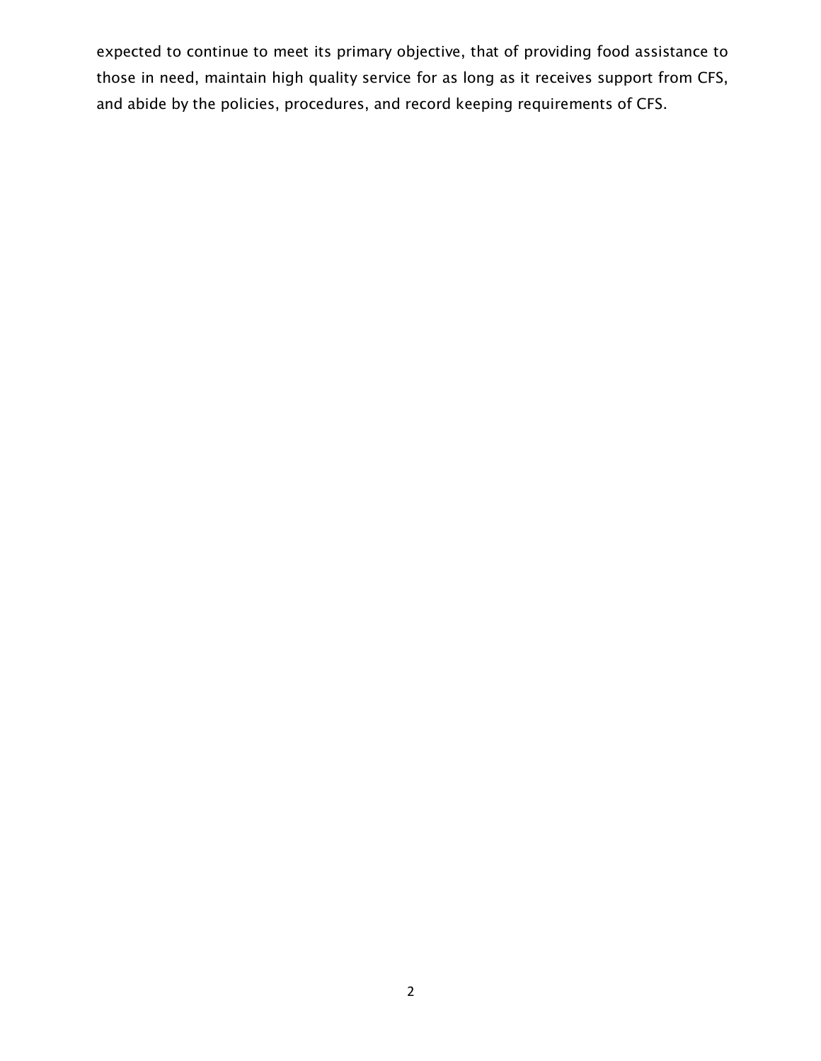expected to continue to meet its primary objective, that of providing food assistance to those in need, maintain high quality service for as long as it receives support from CFS, and abide by the policies, procedures, and record keeping requirements of CFS.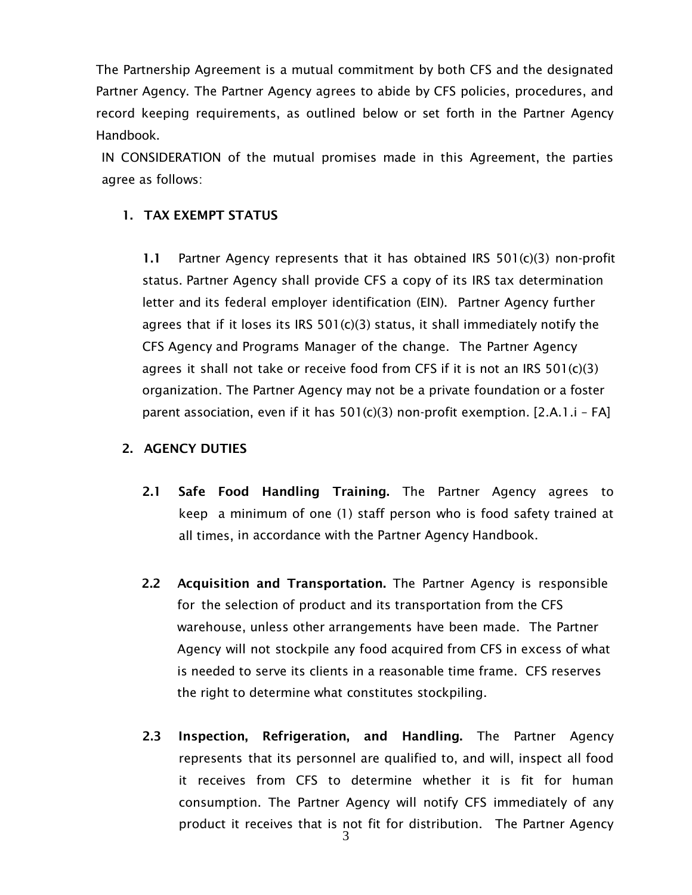The Partnership Agreement is a mutual commitment by both CFS and the designated Partner Agency. The Partner Agency agrees to abide by CFS policies, procedures, and record keeping requirements, as outlined below or set forth in the Partner Agency Handbook.

IN CONSIDERATION of the mutual promises made in this Agreement, the parties agree as follows:

## 1. TAX EXEMPT STATUS

**1.1** Partner Agency represents that it has obtained IRS 501(c)(3) non-profit status. Partner Agency shall provide CFS a copy of its IRS tax determination letter and its federal employer identification (EIN). Partner Agency further agrees that if it loses its IRS 501(c)(3) status, it shall immediately notify the CFS Agency and Programs Manager of the change. The Partner Agency agrees it shall not take or receive food from CFS if it is not an IRS 501(c)(3) organization. The Partner Agency may not be a private foundation or a foster parent association, even if it has 501(c)(3) non-profit exemption. [2.A.1.i – FA]

## 2. AGENCY DUTIES

**2.1 Safe Food Handling Training.** The Partner Agency agrees to keep a minimum of one (1) staff person who is food safety trained at all times, in accordance with the Partner Agency Handbook.

**2.2 Acquisition and Transportation.** The Partner Agency is responsible for the selection of product and its transportation from the CFS warehouse, unless other arrangements have been made. The Partner Agency will not stockpile any food acquired from CFS in excess of what is needed to serve its clients in a reasonable time frame. CFS reserves the right to determine what constitutes stockpiling.

**2.3 Inspection, Refrigeration, and Handling.** The Partner Agency represents that its personnel are qualified to, and will, inspect all food it receives from CFS to determine whether it is fit for human consumption. The Partner Agency will notify CFS immediately of any product it receives that is not fit for distribution. The Partner Agency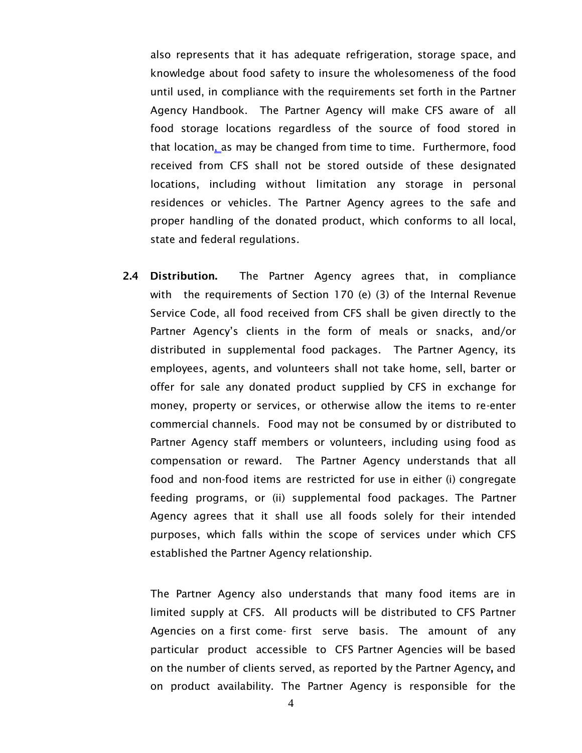also represents that it has adequate refrigeration, storage space, and knowledge about food safety to insure the wholesomeness of the food until used, in compliance with the requirements set forth in the Partner Agency Handbook. The Partner Agency will make CFS aware of all food storage locations regardless of the source of food stored in that location, as may be changed from time to time. Furthermore, food received from CFS shall not be stored outside of these designated locations, including without limitation any storage in personal residences or vehicles. The Partner Agency agrees to the safe and proper handling of the donated product, which conforms to all local, state and federal regulations.

**2.4 Distribution.** The Partner Agency agrees that, in compliance with the requirements of Section 170 (e) (3) of the Internal Revenue Service Code, all food received from CFS shall be given directly to the Partner Agency's clients in the form of meals or snacks, and/or distributed in supplemental food packages. The Partner Agency, its employees, agents, and volunteers shall not take home, sell, barter or offer for sale any donated product supplied by CFS in exchange for money, property or services, or otherwise allow the items to re-enter commercial channels. Food may not be consumed by or distributed to Partner Agency staff members or volunteers, including using food as compensation or reward. The Partner Agency understands that all food and non-food items are restricted for use in either (i) congregate feeding programs, or (ii) supplemental food packages. The Partner Agency agrees that it shall use all foods solely for their intended purposes, which falls within the scope of services under which CFS established the Partner Agency relationship.

The Partner Agency also understands that many food items are in limited supply at CFS. All products will be distributed to CFS Partner Agencies on a first come- first serve basis. The amount of any particular product accessible to CFS Partner Agencies will be based on the number of clients served, as reported by the Partner Agency, and on product availability. The Partner Agency is responsible for the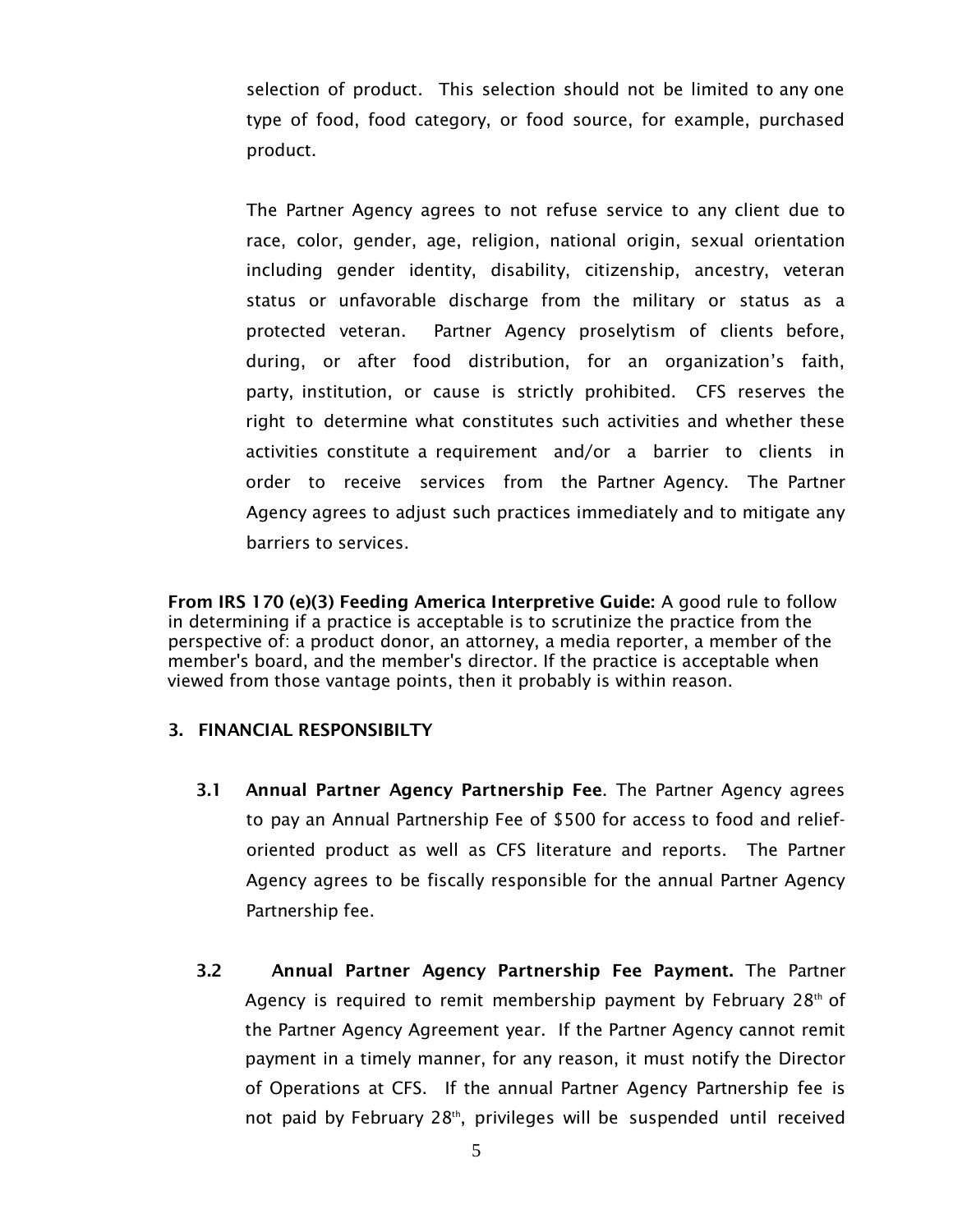selection of product. This selection should not be limited to any one type of food, food category, or food source, for example, purchased product.

The Partner Agency agrees to not refuse service to any client due to race, color, gender, age, religion, national origin, sexual orientation including gender identity, disability, citizenship, ancestry, veteran status or unfavorable discharge from the military or status as a protected veteran. Partner Agency proselytism of clients before, during, or after food distribution, for an organization's faith, party, institution, or cause is strictly prohibited. CFS reserves the right to determine what constitutes such activities and whether these activities constitute a requirement and/or a barrier to clients in order to receive services from the Partner Agency. The Partner Agency agrees to adjust such practices immediately and to mitigate any barriers to services.

**From IRS 170 (e)(3) Feeding America Interpretive Guide:** A good rule to follow in determining if a practice is acceptable is to scrutinize the practice from the perspective of: a product donor, an attorney, a media reporter, a member of the member's board, and the member's director. If the practice is acceptable when viewed from those vantage points, then it probably is within reason.

## 3. FINANCIAL RESPONSIBILTY

**3.1 Annual Partner Agency Partnership Fee**. The Partner Agency agrees to pay an Annual Partnership Fee of $500 for access to food and relief-oriented product as well as CFS literature and reports. The Partner Agency agrees to be fiscally responsible for the annual Partner Agency Partnership fee.

**3.2 Annual Partner Agency Partnership Fee Payment.** The Partner Agency is required to remit membership payment by February 28th of the Partner Agency Agreement year. If the Partner Agency cannot remit payment in a timely manner, for any reason, it must notify the Director of Operations at CFS. If the annual Partner Agency Partnership fee is not paid by February 28th, privileges will be suspended until received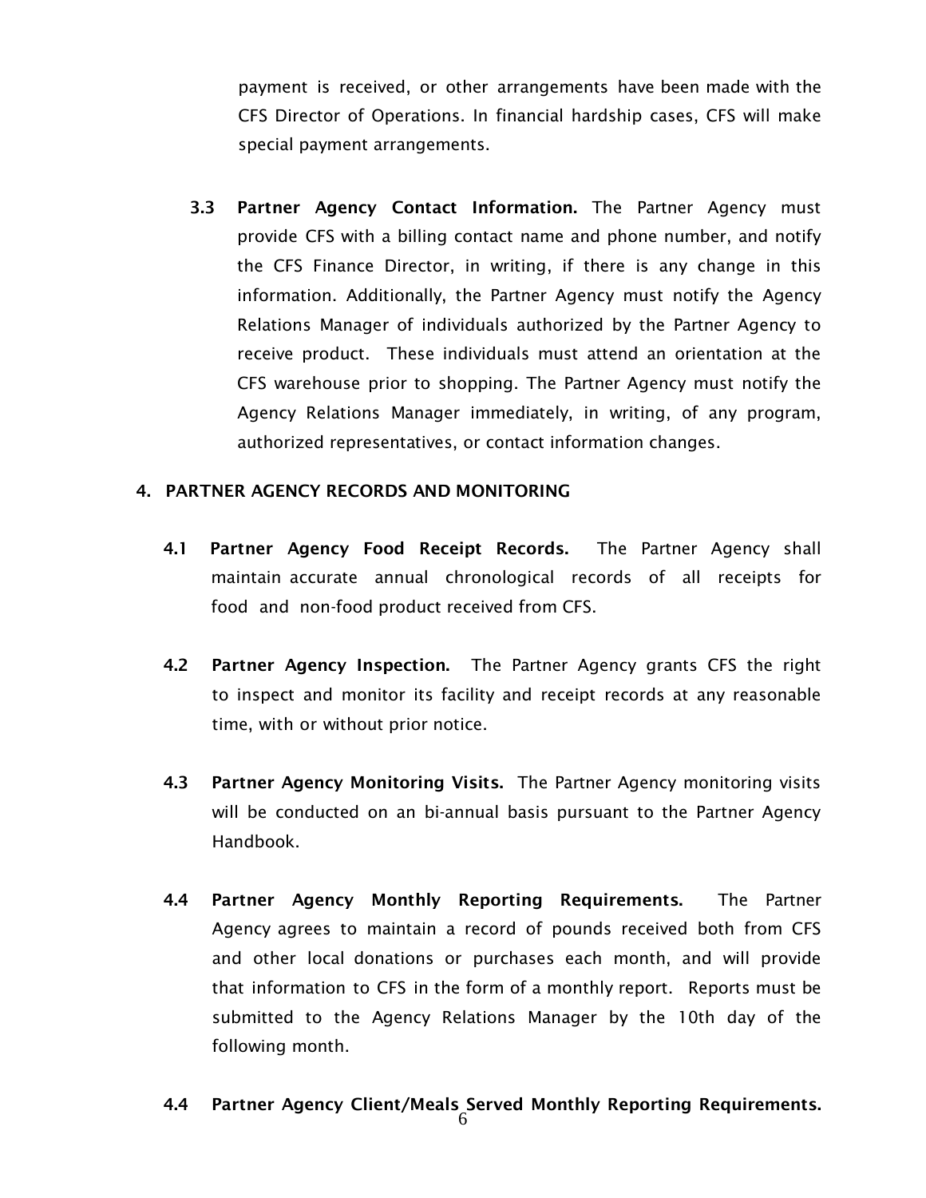payment is received, or other arrangements have been made with the CFS Director of Operations. In financial hardship cases, CFS will make special payment arrangements.

**3.3 Partner Agency Contact Information.** The Partner Agency must provide CFS with a billing contact name and phone number, and notify the CFS Finance Director, in writing, if there is any change in this information. Additionally, the Partner Agency must notify the Agency Relations Manager of individuals authorized by the Partner Agency to receive product. These individuals must attend an orientation at the CFS warehouse prior to shopping. The Partner Agency must notify the Agency Relations Manager immediately, in writing, of any program, authorized representatives, or contact information changes.

## 4. PARTNER AGENCY RECORDS AND MONITORING

**4.1 Partner Agency Food Receipt Records.** The Partner Agency shall maintain accurate annual chronological records of all receipts for food and non-food product received from CFS.

**4.2 Partner Agency Inspection.** The Partner Agency grants CFS the right to inspect and monitor its facility and receipt records at any reasonable time, with or without prior notice.

**4.3 Partner Agency Monitoring Visits.** The Partner Agency monitoring visits will be conducted on an bi-annual basis pursuant to the Partner Agency Handbook.

**4.4 Partner Agency Monthly Reporting Requirements.** The Partner Agency agrees to maintain a record of pounds received both from CFS and other local donations or purchases each month, and will provide that information to CFS in the form of a monthly report. Reports must be submitted to the Agency Relations Manager by the 10th day of the following month.

**4.4 Partner Agency Client/Meals Served Monthly Reporting Requirements.**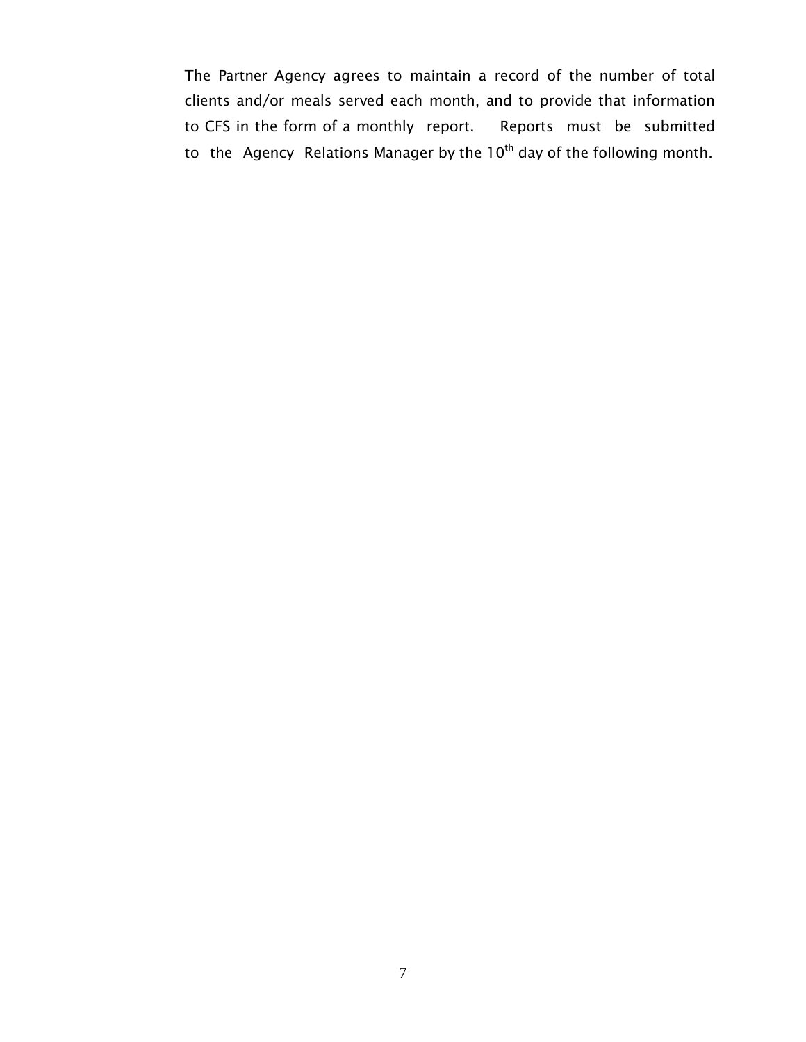The Partner Agency agrees to maintain a record of the number of total clients and/or meals served each month, and to provide that information to CFS in the form of a monthly report. Reports must be submitted to the Agency Relations Manager by the 10th day of the following month.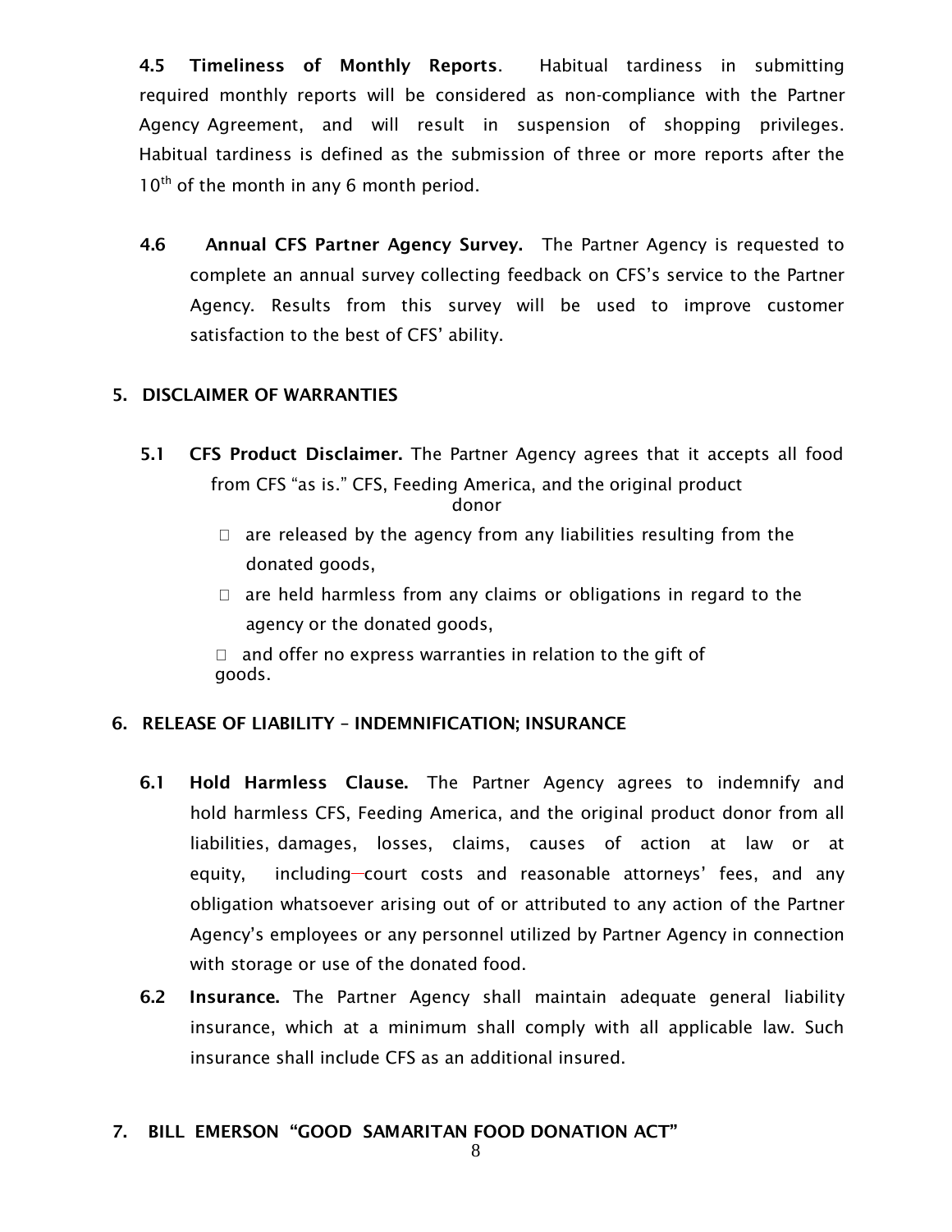**4.5 Timeliness of Monthly Reports**. Habitual tardiness in submitting required monthly reports will be considered as non-compliance with the Partner Agency Agreement, and will result in suspension of shopping privileges. Habitual tardiness is defined as the submission of three or more reports after the 10th of the month in any 6 month period.

**4.6 Annual CFS Partner Agency Survey.** The Partner Agency is requested to complete an annual survey collecting feedback on CFS's service to the Partner Agency. Results from this survey will be used to improve customer satisfaction to the best of CFS' ability.

## 5. DISCLAIMER OF WARRANTIES

**5.1 CFS Product Disclaimer.** The Partner Agency agrees that it accepts all food from CFS "as is." CFS, Feeding America, and the original product donor

- are released by the agency from any liabilities resulting from the donated goods,
- are held harmless from any claims or obligations in regard to the agency or the donated goods,
- and offer no express warranties in relation to the gift of goods.

## 6. RELEASE OF LIABILITY – INDEMNIFICATION; INSURANCE

**6.1 Hold Harmless Clause.** The Partner Agency agrees to indemnify and hold harmless CFS, Feeding America, and the original product donor from all liabilities, damages, losses, claims, causes of action at law or at equity, including—court costs and reasonable attorneys' fees, and any obligation whatsoever arising out of or attributed to any action of the Partner Agency's employees or any personnel utilized by Partner Agency in connection with storage or use of the donated food.

**6.2 Insurance.** The Partner Agency shall maintain adequate general liability insurance, which at a minimum shall comply with all applicable law. Such insurance shall include CFS as an additional insured.

## 7. BILL EMERSON "GOOD SAMARITAN FOOD DONATION ACT"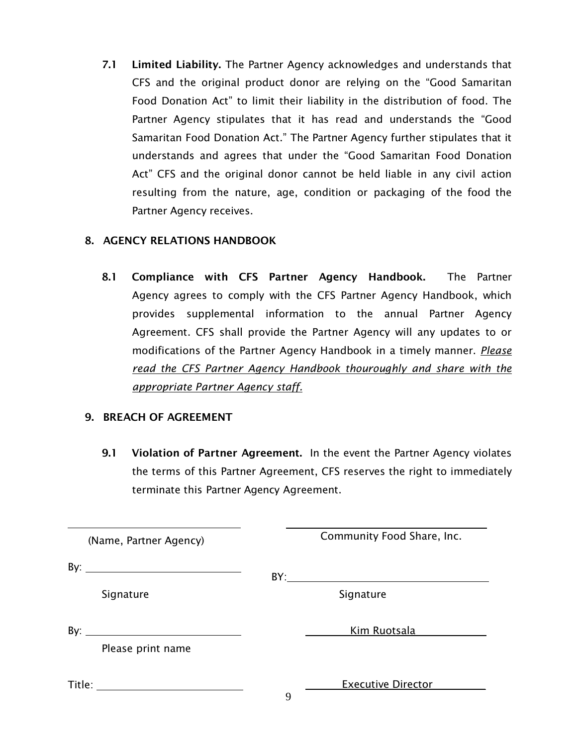**7.1 Limited Liability.** The Partner Agency acknowledges and understands that CFS and the original product donor are relying on the "Good Samaritan Food Donation Act" to limit their liability in the distribution of food. The Partner Agency stipulates that it has read and understands the "Good Samaritan Food Donation Act." The Partner Agency further stipulates that it understands and agrees that under the "Good Samaritan Food Donation Act" CFS and the original donor cannot be held liable in any civil action resulting from the nature, age, condition or packaging of the food the Partner Agency receives.

## 8. AGENCY RELATIONS HANDBOOK

**8.1 Compliance with CFS Partner Agency Handbook.** The Partner Agency agrees to comply with the CFS Partner Agency Handbook, which provides supplemental information to the annual Partner Agency Agreement. CFS shall provide the Partner Agency will any updates to or modifications of the Partner Agency Handbook in a timely manner. *Please read the CFS Partner Agency Handbook thouroughly and share with the appropriate Partner Agency staff.*

## 9. BREACH OF AGREEMENT

**9.1 Violation of Partner Agreement.** In the event the Partner Agency violates the terms of this Partner Agreement, CFS reserves the right to immediately terminate this Partner Agency Agreement.

| | |
|---|---|
| ______________________ | ______________________ |
| (Name, Partner Agency) | Community Food Share, Inc. |
| By: ______________________ | BY: ______________________ |
| Signature | Signature |
| By: ______________________ | Kim Ruotsala |
| Please print name | |
| Title: ______________________ | Executive Director |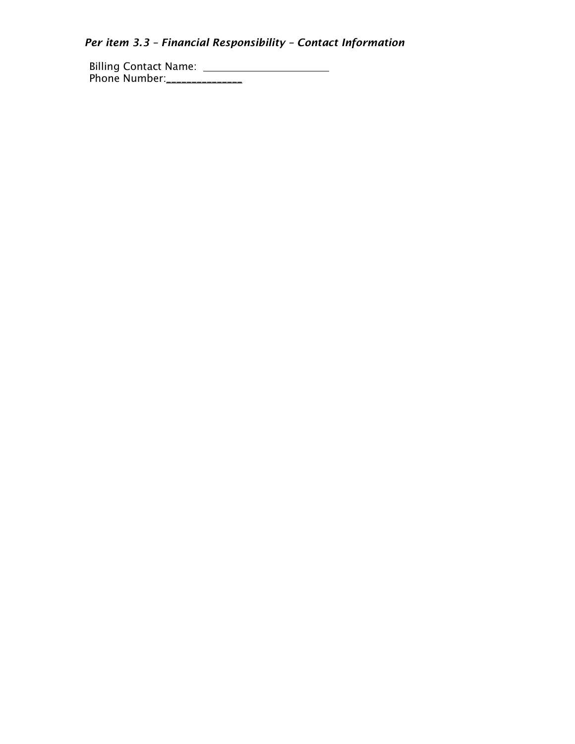***Per item 3.3 – Financial Responsibility – Contact Information***

Billing Contact Name: ________________________
Phone Number:_______________